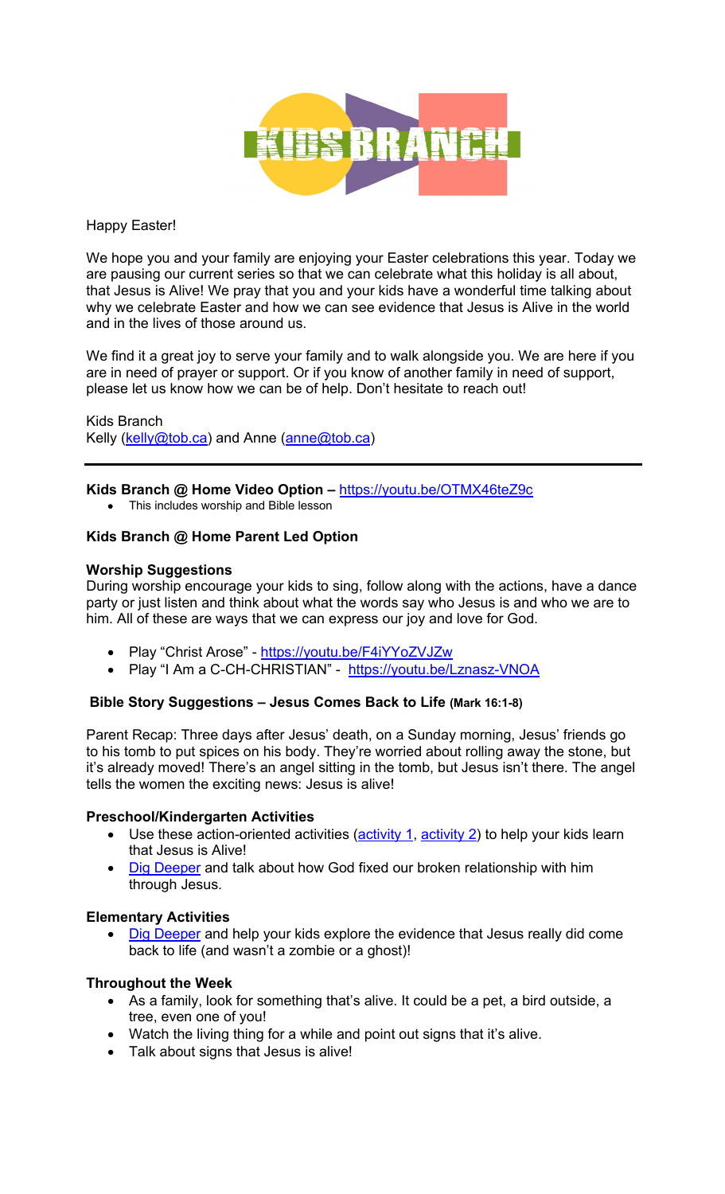KIDS BRANCH

Happy Easter!

We hope you and your family are enjoying your Easter celebrations this year. Today we are pausing our current series so that we can celebrate what this holiday is all about, that Jesus is Alive! We pray that you and your kids have a wonderful time talking about why we celebrate Easter and how we can see evidence that Jesus is Alive in the world and in the lives of those around us.

We find it a great joy to serve your family and to walk alongside you. We are here if you are in need of prayer or support. Or if you know of another family in need of support, please let us know how we can be of help. Don't hesitate to reach out!

Kids Branch
Kelly (kelly@tob.ca) and Anne (anne@tob.ca)

---

**Kids Branch @ Home Video Option –** https://youtu.be/OTMX46teZ9c

- This includes worship and Bible lesson

**Kids Branch @ Home Parent Led Option**

**Worship Suggestions**
During worship encourage your kids to sing, follow along with the actions, have a dance party or just listen and think about what the words say who Jesus is and who we are to him. All of these are ways that we can express our joy and love for God.

- Play "Christ Arose" - https://youtu.be/F4iYYoZVJZw
- Play "I Am a C-CH-CHRISTIAN" - https://youtu.be/Lznasz-VNOA

**Bible Story Suggestions – Jesus Comes Back to Life (Mark 16:1-8)**

Parent Recap: Three days after Jesus' death, on a Sunday morning, Jesus' friends go to his tomb to put spices on his body. They're worried about rolling away the stone, but it's already moved! There's an angel sitting in the tomb, but Jesus isn't there. The angel tells the women the exciting news: Jesus is alive!

**Preschool/Kindergarten Activities**

- Use these action-oriented activities (activity 1, activity 2) to help your kids learn that Jesus is Alive!
- Dig Deeper and talk about how God fixed our broken relationship with him through Jesus.

**Elementary Activities**

- Dig Deeper and help your kids explore the evidence that Jesus really did come back to life (and wasn't a zombie or a ghost)!

**Throughout the Week**

- As a family, look for something that's alive. It could be a pet, a bird outside, a tree, even one of you!
- Watch the living thing for a while and point out signs that it's alive.
- Talk about signs that Jesus is alive!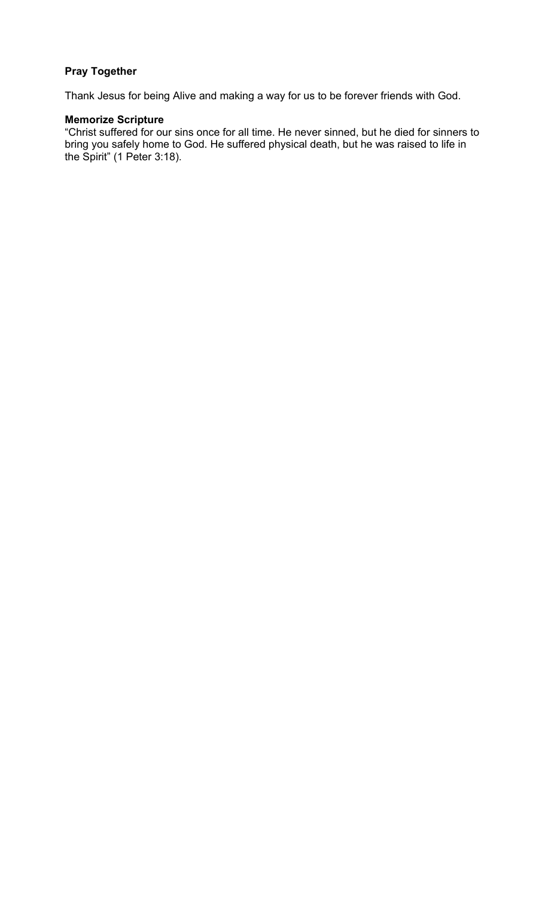**Pray Together**

Thank Jesus for being Alive and making a way for us to be forever friends with God.

**Memorize Scripture**
"Christ suffered for our sins once for all time. He never sinned, but he died for sinners to bring you safely home to God. He suffered physical death, but he was raised to life in the Spirit" (1 Peter 3:18).